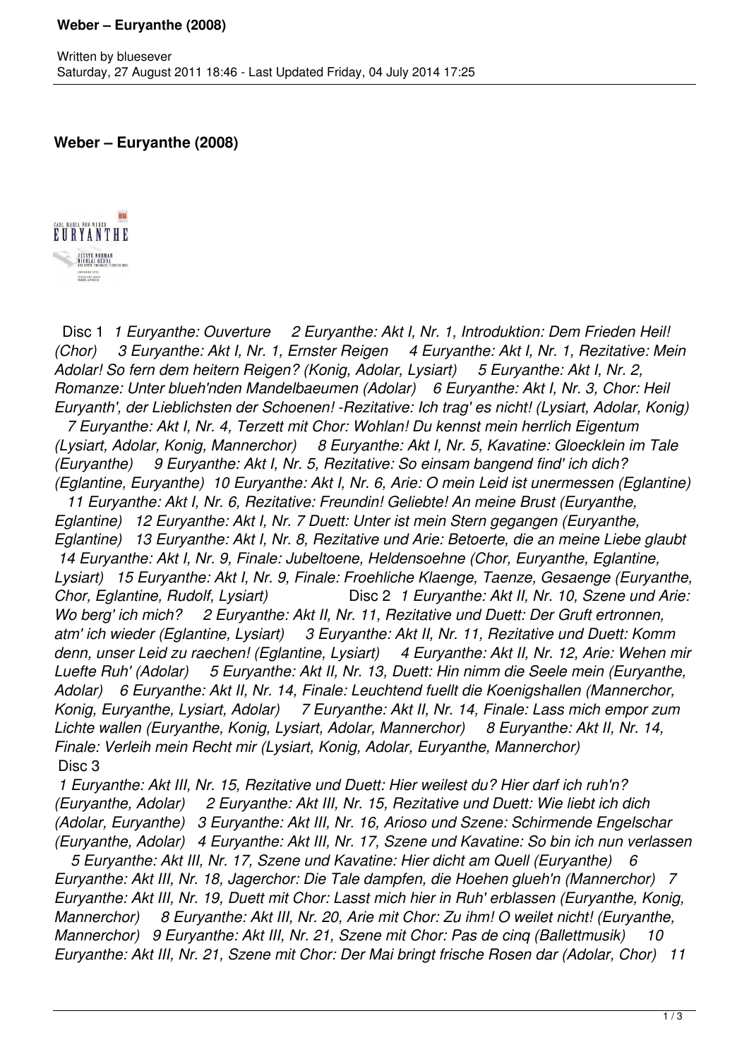Written by bluesever
Saturday, 27 August 2011 18:46 - Last Updated Friday, 04 July 2014 17:25

## Weber – Euryanthe (2008)

Disc 1 *1 Euryanthe: Ouverture 2 Euryanthe: Akt I, Nr. 1, Introduktion: Dem Frieden Heil! (Chor) 3 Euryanthe: Akt I, Nr. 1, Ernster Reigen 4 Euryanthe: Akt I, Nr. 1, Rezitative: Mein Adolar! So fern dem heitern Reigen? (Konig, Adolar, Lysiart) 5 Euryanthe: Akt I, Nr. 2, Romanze: Unter blueh'nden Mandelbaeumen (Adolar) 6 Euryanthe: Akt I, Nr. 3, Chor: Heil Euryanth', der Lieblichsten der Schoenen! -Rezitative: Ich trag' es nicht! (Lysiart, Adolar, Konig) 7 Euryanthe: Akt I, Nr. 4, Terzett mit Chor: Wohlan! Du kennst mein herrlich Eigentum (Lysiart, Adolar, Konig, Mannerchor) 8 Euryanthe: Akt I, Nr. 5, Kavatine: Gloecklein im Tale (Euryanthe) 9 Euryanthe: Akt I, Nr. 5, Rezitative: So einsam bangend find' ich dich? (Eglantine, Euryanthe) 10 Euryanthe: Akt I, Nr. 6, Arie: O mein Leid ist unermessen (Eglantine) 11 Euryanthe: Akt I, Nr. 6, Rezitative: Freundin! Geliebte! An meine Brust (Euryanthe, Eglantine) 12 Euryanthe: Akt I, Nr. 7 Duett: Unter ist mein Stern gegangen (Euryanthe, Eglantine) 13 Euryanthe: Akt I, Nr. 8, Rezitative und Arie: Betoerte, die an meine Liebe glaubt 14 Euryanthe: Akt I, Nr. 9, Finale: Jubeltoene, Heldensoehne (Chor, Euryanthe, Eglantine, Lysiart) 15 Euryanthe: Akt I, Nr. 9, Finale: Froehliche Klaenge, Taenze, Gesaenge (Euryanthe, Chor, Eglantine, Rudolf, Lysiart)* Disc 2 *1 Euryanthe: Akt II, Nr. 10, Szene und Arie: Wo berg' ich mich? 2 Euryanthe: Akt II, Nr. 11, Rezitative und Duett: Der Gruft ertronnen, atm' ich wieder (Eglantine, Lysiart) 3 Euryanthe: Akt II, Nr. 11, Rezitative und Duett: Komm denn, unser Leid zu raechen! (Eglantine, Lysiart) 4 Euryanthe: Akt II, Nr. 12, Arie: Wehen mir Luefte Ruh' (Adolar) 5 Euryanthe: Akt II, Nr. 13, Duett: Hin nimm die Seele mein (Euryanthe, Adolar) 6 Euryanthe: Akt II, Nr. 14, Finale: Leuchtend fuellt die Koenigshallen (Mannerchor, Konig, Euryanthe, Lysiart, Adolar) 7 Euryanthe: Akt II, Nr. 14, Finale: Lass mich empor zum Lichte wallen (Euryanthe, Konig, Lysiart, Adolar, Mannerchor) 8 Euryanthe: Akt II, Nr. 14, Finale: Verleih mein Recht mir (Lysiart, Konig, Adolar, Euryanthe, Mannerchor)*

Disc 3

*1 Euryanthe: Akt III, Nr. 15, Rezitative und Duett: Hier weilest du? Hier darf ich ruh'n? (Euryanthe, Adolar) 2 Euryanthe: Akt III, Nr. 15, Rezitative und Duett: Wie liebt ich dich (Adolar, Euryanthe) 3 Euryanthe: Akt III, Nr. 16, Arioso und Szene: Schirmende Engelschar (Euryanthe, Adolar) 4 Euryanthe: Akt III, Nr. 17, Szene und Kavatine: So bin ich nun verlassen 5 Euryanthe: Akt III, Nr. 17, Szene und Kavatine: Hier dicht am Quell (Euryanthe) 6 Euryanthe: Akt III, Nr. 18, Jagerchor: Die Tale dampfen, die Hoehen glueh'n (Mannerchor) 7 Euryanthe: Akt III, Nr. 19, Duett mit Chor: Lasst mich hier in Ruh' erblassen (Euryanthe, Konig, Mannerchor) 8 Euryanthe: Akt III, Nr. 20, Arie mit Chor: Zu ihm! O weilet nicht! (Euryanthe, Mannerchor) 9 Euryanthe: Akt III, Nr. 21, Szene mit Chor: Pas de cinq (Ballettmusik) 10 Euryanthe: Akt III, Nr. 21, Szene mit Chor: Der Mai bringt frische Rosen dar (Adolar, Chor) 11*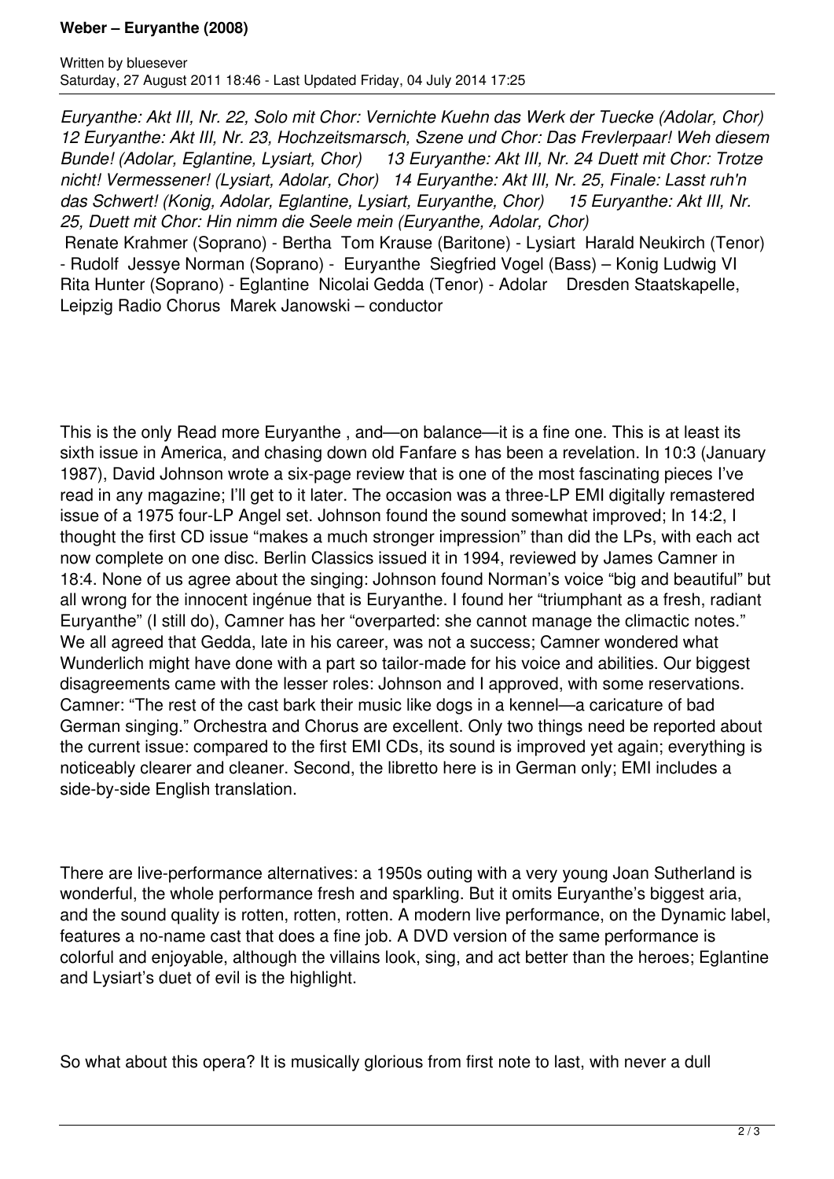*Euryanthe: Akt III, Nr. 22, Solo mit Chor: Vernichte Kuehn das Werk der Tuecke (Adolar, Chor) 12 Euryanthe: Akt III, Nr. 23, Hochzeitsmarsch, Szene und Chor: Das Frevlerpaar! Weh diesem Bunde! (Adolar, Eglantine, Lysiart, Chor) 13 Euryanthe: Akt III, Nr. 24 Duett mit Chor: Trotze nicht! Vermessener! (Lysiart, Adolar, Chor) 14 Euryanthe: Akt III, Nr. 25, Finale: Lasst ruh'n das Schwert! (Konig, Adolar, Eglantine, Lysiart, Euryanthe, Chor) 15 Euryanthe: Akt III, Nr. 25, Duett mit Chor: Hin nimm die Seele mein (Euryanthe, Adolar, Chor)*

Renate Krahmer (Soprano) - Bertha Tom Krause (Baritone) - Lysiart Harald Neukirch (Tenor) - Rudolf Jessye Norman (Soprano) - Euryanthe Siegfried Vogel (Bass) – Konig Ludwig VI Rita Hunter (Soprano) - Eglantine Nicolai Gedda (Tenor) - Adolar Dresden Staatskapelle, Leipzig Radio Chorus Marek Janowski – conductor

This is the only Read more Euryanthe , and—on balance—it is a fine one. This is at least its sixth issue in America, and chasing down old Fanfare s has been a revelation. In 10:3 (January 1987), David Johnson wrote a six-page review that is one of the most fascinating pieces I've read in any magazine; I'll get to it later. The occasion was a three-LP EMI digitally remastered issue of a 1975 four-LP Angel set. Johnson found the sound somewhat improved; In 14:2, I thought the first CD issue "makes a much stronger impression" than did the LPs, with each act now complete on one disc. Berlin Classics issued it in 1994, reviewed by James Camner in 18:4. None of us agree about the singing: Johnson found Norman's voice "big and beautiful" but all wrong for the innocent ingénue that is Euryanthe. I found her "triumphant as a fresh, radiant Euryanthe" (I still do), Camner has her "overparted: she cannot manage the climactic notes." We all agreed that Gedda, late in his career, was not a success; Camner wondered what Wunderlich might have done with a part so tailor-made for his voice and abilities. Our biggest disagreements came with the lesser roles: Johnson and I approved, with some reservations. Camner: "The rest of the cast bark their music like dogs in a kennel—a caricature of bad German singing." Orchestra and Chorus are excellent. Only two things need be reported about the current issue: compared to the first EMI CDs, its sound is improved yet again; everything is noticeably clearer and cleaner. Second, the libretto here is in German only; EMI includes a side-by-side English translation.

There are live-performance alternatives: a 1950s outing with a very young Joan Sutherland is wonderful, the whole performance fresh and sparkling. But it omits Euryanthe's biggest aria, and the sound quality is rotten, rotten, rotten. A modern live performance, on the Dynamic label, features a no-name cast that does a fine job. A DVD version of the same performance is colorful and enjoyable, although the villains look, sing, and act better than the heroes; Eglantine and Lysiart's duet of evil is the highlight.

So what about this opera? It is musically glorious from first note to last, with never a dull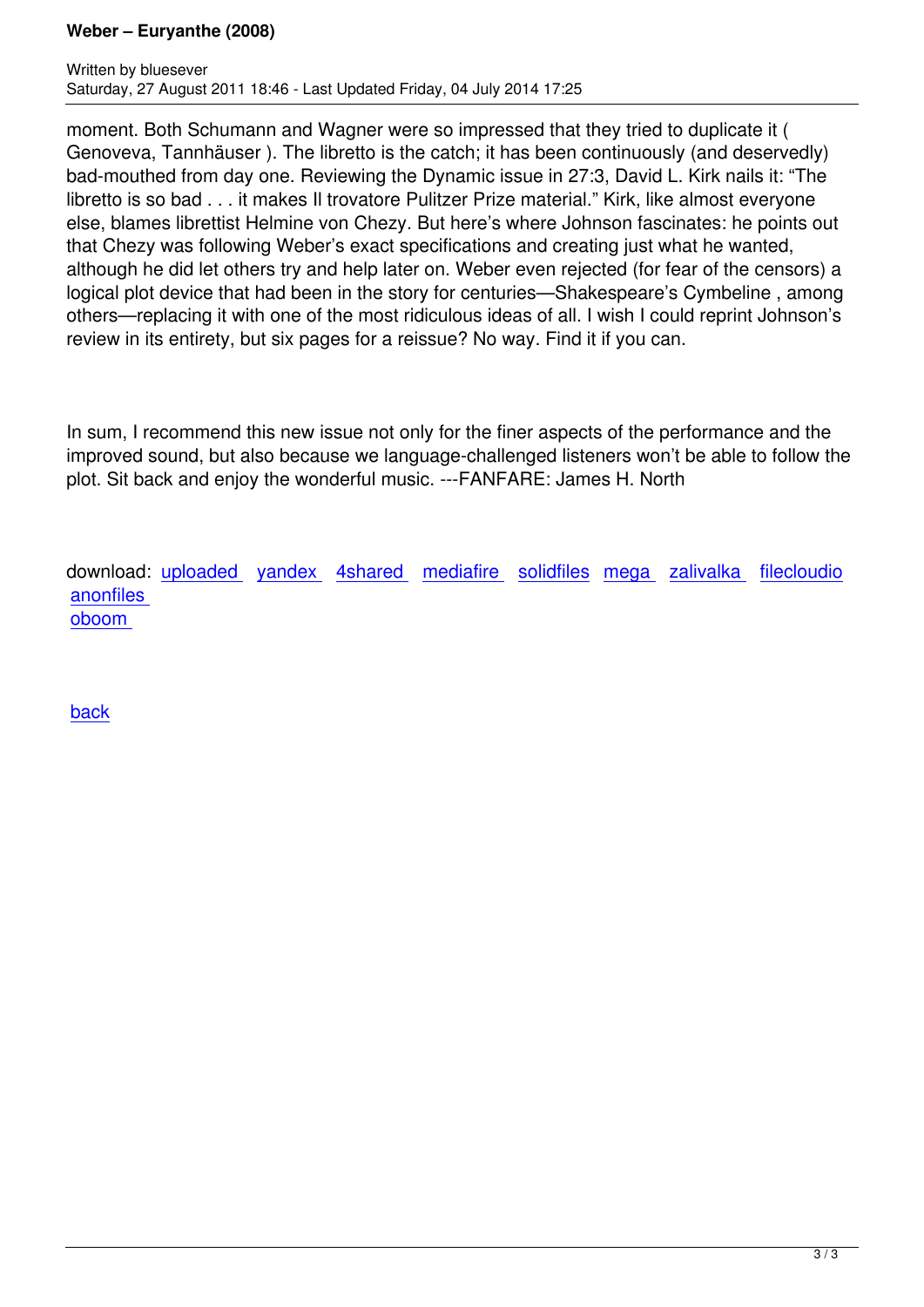moment. Both Schumann and Wagner were so impressed that they tried to duplicate it ( Genoveva, Tannhäuser ). The libretto is the catch; it has been continuously (and deservedly) bad-mouthed from day one. Reviewing the Dynamic issue in 27:3, David L. Kirk nails it: "The libretto is so bad . . . it makes Il trovatore Pulitzer Prize material." Kirk, like almost everyone else, blames librettist Helmine von Chezy. But here's where Johnson fascinates: he points out that Chezy was following Weber's exact specifications and creating just what he wanted, although he did let others try and help later on. Weber even rejected (for fear of the censors) a logical plot device that had been in the story for centuries—Shakespeare's Cymbeline , among others—replacing it with one of the most ridiculous ideas of all. I wish I could reprint Johnson's review in its entirety, but six pages for a reissue? No way. Find it if you can.

In sum, I recommend this new issue not only for the finer aspects of the performance and the improved sound, but also because we language-challenged listeners won't be able to follow the plot. Sit back and enjoy the wonderful music. ---FANFARE: James H. North

download: uploaded yandex 4shared mediafire solidfiles mega zalivalka filecloudio anonfiles oboom

back